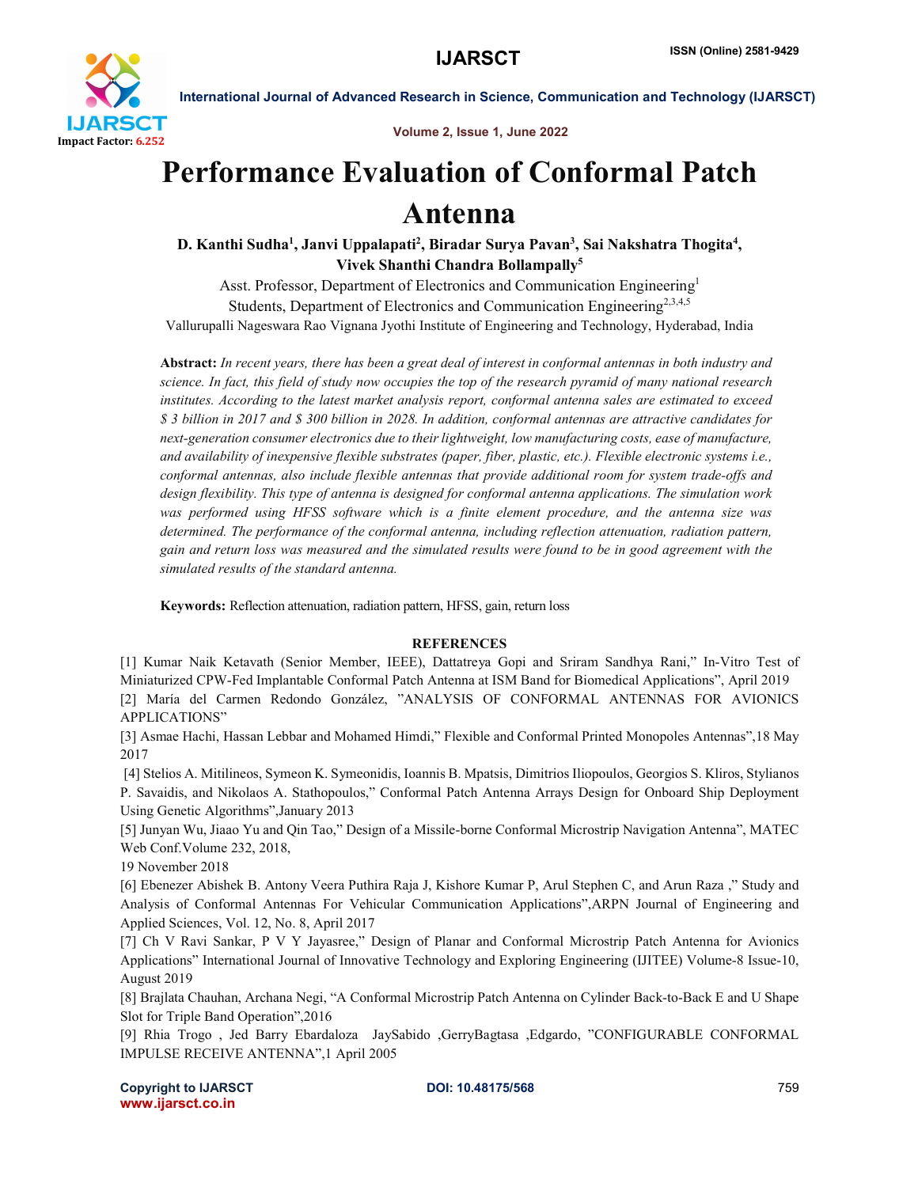# Performance Evaluation of Conformal Patch Antenna

**D. Kanthi Sudha[1], Janvi Uppalapati[2], Biradar Surya Pavan[3], Sai Nakshatra Thogita[4], Vivek Shanthi Chandra Bollampally[5]**

Asst. Professor, Department of Electronics and Communication Engineering[1]

Students, Department of Electronics and Communication Engineering[2,3,4,5]

Vallurupalli Nageswara Rao Vignana Jyothi Institute of Engineering and Technology, Hyderabad, India

**Abstract:** *In recent years, there has been a great deal of interest in conformal antennas in both industry and science. In fact, this field of study now occupies the top of the research pyramid of many national research institutes. According to the latest market analysis report, conformal antenna sales are estimated to exceed $ 3 billion in 2017 and $ 300 billion in 2028. In addition, conformal antennas are attractive candidates for next-generation consumer electronics due to their lightweight, low manufacturing costs, ease of manufacture, and availability of inexpensive flexible substrates (paper, fiber, plastic, etc.). Flexible electronic systems i.e., conformal antennas, also include flexible antennas that provide additional room for system trade-offs and design flexibility. This type of antenna is designed for conformal antenna applications. The simulation work was performed using HFSS software which is a finite element procedure, and the antenna size was determined. The performance of the conformal antenna, including reflection attenuation, radiation pattern, gain and return loss was measured and the simulated results were found to be in good agreement with the simulated results of the standard antenna.*

**Keywords:** Reflection attenuation, radiation pattern, HFSS, gain, return loss

## REFERENCES

[1] Kumar Naik Ketavath (Senior Member, IEEE), Dattatreya Gopi and Sriram Sandhya Rani," In-Vitro Test of Miniaturized CPW-Fed Implantable Conformal Patch Antenna at ISM Band for Biomedical Applications", April 2019

[2] María del Carmen Redondo González, "ANALYSIS OF CONFORMAL ANTENNAS FOR AVIONICS APPLICATIONS"

[3] Asmae Hachi, Hassan Lebbar and Mohamed Himdi," Flexible and Conformal Printed Monopoles Antennas",18 May 2017

[4] Stelios A. Mitilineos, Symeon K. Symeonidis, Ioannis B. Mpatsis, Dimitrios Iliopoulos, Georgios S. Kliros, Stylianos P. Savaidis, and Nikolaos A. Stathopoulos," Conformal Patch Antenna Arrays Design for Onboard Ship Deployment Using Genetic Algorithms",January 2013

[5] Junyan Wu, Jiaao Yu and Qin Tao," Design of a Missile-borne Conformal Microstrip Navigation Antenna", MATEC Web Conf.Volume 232, 2018, 19 November 2018

[6] Ebenezer Abishek B. Antony Veera Puthira Raja J, Kishore Kumar P, Arul Stephen C, and Arun Raza ," Study and Analysis of Conformal Antennas For Vehicular Communication Applications",ARPN Journal of Engineering and Applied Sciences, Vol. 12, No. 8, April 2017

[7] Ch V Ravi Sankar, P V Y Jayasree," Design of Planar and Conformal Microstrip Patch Antenna for Avionics Applications" International Journal of Innovative Technology and Exploring Engineering (IJITEE) Volume-8 Issue-10, August 2019

[8] Brajlata Chauhan, Archana Negi, "A Conformal Microstrip Patch Antenna on Cylinder Back-to-Back E and U Shape Slot for Triple Band Operation",2016

[9] Rhia Trogo , Jed Barry Ebardaloza JaySabido ,GerryBagtasa ,Edgardo, "CONFIGURABLE CONFORMAL IMPULSE RECEIVE ANTENNA",1 April 2005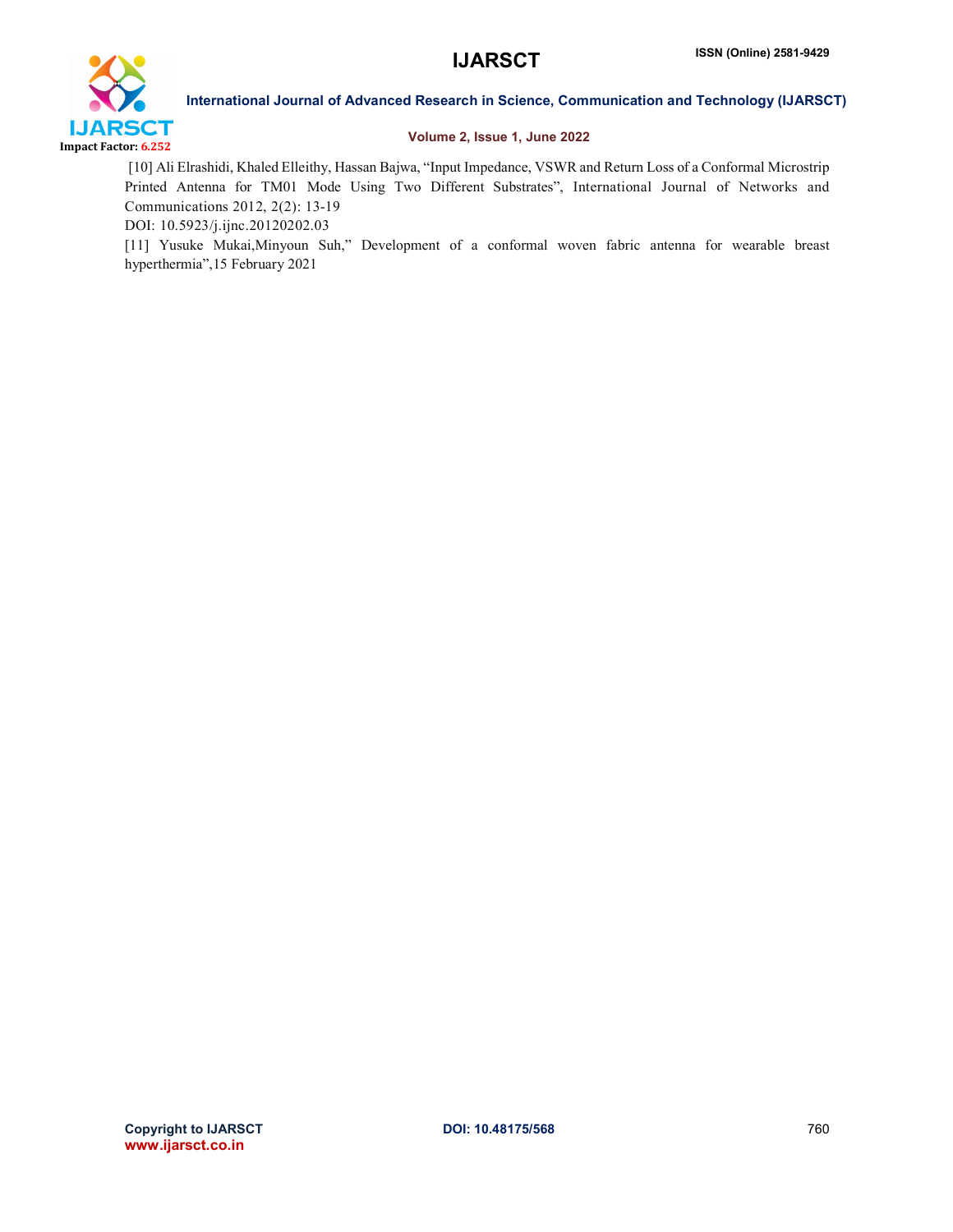[10] Ali Elrashidi, Khaled Elleithy, Hassan Bajwa, "Input Impedance, VSWR and Return Loss of a Conformal Microstrip Printed Antenna for TM01 Mode Using Two Different Substrates", International Journal of Networks and Communications 2012, 2(2): 13-19
DOI: 10.5923/j.ijnc.20120202.03

[11] Yusuke Mukai,Minyoun Suh," Development of a conformal woven fabric antenna for wearable breast hyperthermia",15 February 2021